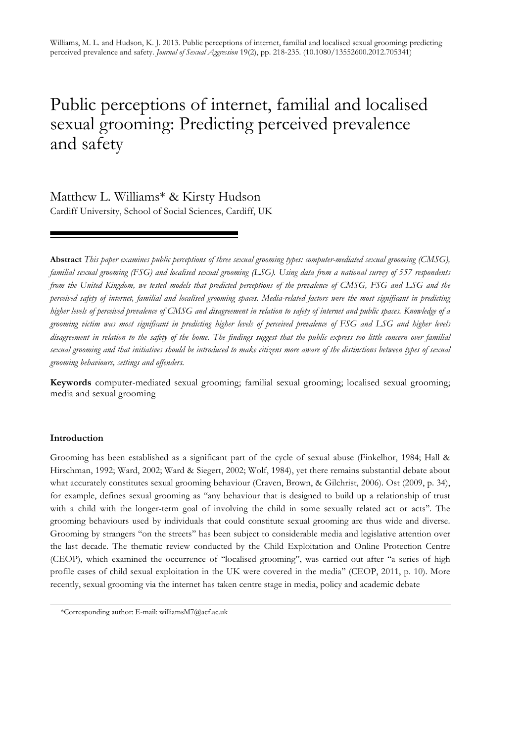Williams, M. L. and Hudson, K. J. 2013. Public perceptions of internet, familial and localised sexual grooming: predicting perceived prevalence and safety. *Journal of Sexual Aggression* 19(2), pp. 218-235. (10.1080/13552600.2012.705341)

# Public perceptions of internet, familial and localised sexual grooming: Predicting perceived prevalence and safety

Matthew L. Williams* & Kirsty Hudson

Cardiff University, School of Social Sciences, Cardiff, UK

**Abstract** *This paper examines public perceptions of three sexual grooming types: computer-mediated sexual grooming (CMSG), familial sexual grooming (FSG) and localised sexual grooming (LSG). Using data from a national survey of 557 respondents from the United Kingdom, we tested models that predicted perceptions of the prevalence of CMSG, FSG and LSG and the perceived safety of internet, familial and localised grooming spaces. Media-related factors were the most significant in predicting higher levels of perceived prevalence of CMSG and disagreement in relation to safety of internet and public spaces. Knowledge of a grooming victim was most significant in predicting higher levels of perceived prevalence of FSG and LSG and higher levels disagreement in relation to the safety of the home. The findings suggest that the public express too little concern over familial sexual grooming and that initiatives should be introduced to make citizens more aware of the distinctions between types of sexual grooming behaviours, settings and offenders.*

**Keywords** computer-mediated sexual grooming; familial sexual grooming; localised sexual grooming; media and sexual grooming

**Introduction**

Grooming has been established as a significant part of the cycle of sexual abuse (Finkelhor, 1984; Hall & Hirschman, 1992; Ward, 2002; Ward & Siegert, 2002; Wolf, 1984), yet there remains substantial debate about what accurately constitutes sexual grooming behaviour (Craven, Brown, & Gilchrist, 2006). Ost (2009, p. 34), for example, defines sexual grooming as "any behaviour that is designed to build up a relationship of trust with a child with the longer-term goal of involving the child in some sexually related act or acts". The grooming behaviours used by individuals that could constitute sexual grooming are thus wide and diverse. Grooming by strangers "on the streets" has been subject to considerable media and legislative attention over the last decade. The thematic review conducted by the Child Exploitation and Online Protection Centre (CEOP), which examined the occurrence of "localised grooming", was carried out after "a series of high profile cases of child sexual exploitation in the UK were covered in the media" (CEOP, 2011, p. 10). More recently, sexual grooming via the internet has taken centre stage in media, policy and academic debate

*Corresponding author: E-mail: williamsM7@acf.ac.uk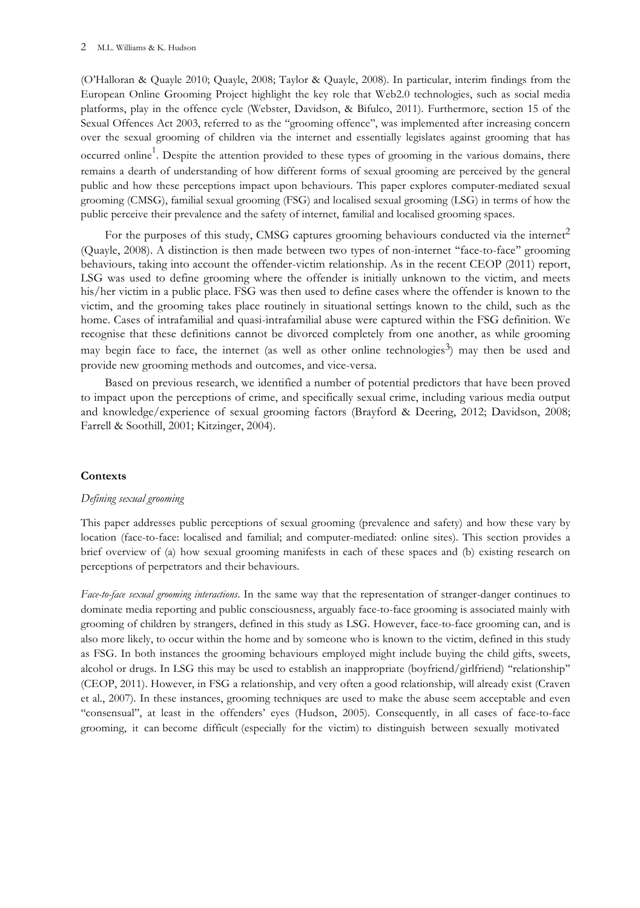(O'Halloran & Quayle 2010; Quayle, 2008; Taylor & Quayle, 2008). In particular, interim findings from the European Online Grooming Project highlight the key role that Web2.0 technologies, such as social media platforms, play in the offence cycle (Webster, Davidson, & Bifulco, 2011). Furthermore, section 15 of the Sexual Offences Act 2003, referred to as the "grooming offence", was implemented after increasing concern over the sexual grooming of children via the internet and essentially legislates against grooming that has occurred online[1]. Despite the attention provided to these types of grooming in the various domains, there remains a dearth of understanding of how different forms of sexual grooming are perceived by the general public and how these perceptions impact upon behaviours. This paper explores computer-mediated sexual grooming (CMSG), familial sexual grooming (FSG) and localised sexual grooming (LSG) in terms of how the public perceive their prevalence and the safety of internet, familial and localised grooming spaces.

For the purposes of this study, CMSG captures grooming behaviours conducted via the internet[2] (Quayle, 2008). A distinction is then made between two types of non-internet "face-to-face" grooming behaviours, taking into account the offender-victim relationship. As in the recent CEOP (2011) report, LSG was used to define grooming where the offender is initially unknown to the victim, and meets his/her victim in a public place. FSG was then used to define cases where the offender is known to the victim, and the grooming takes place routinely in situational settings known to the child, such as the home. Cases of intrafamilial and quasi-intrafamilial abuse were captured within the FSG definition. We recognise that these definitions cannot be divorced completely from one another, as while grooming may begin face to face, the internet (as well as other online technologies[3]) may then be used and provide new grooming methods and outcomes, and vice-versa.

Based on previous research, we identified a number of potential predictors that have been proved to impact upon the perceptions of crime, and specifically sexual crime, including various media output and knowledge/experience of sexual grooming factors (Brayford & Deering, 2012; Davidson, 2008; Farrell & Soothill, 2001; Kitzinger, 2004).

## Contexts

### *Defining sexual grooming*

This paper addresses public perceptions of sexual grooming (prevalence and safety) and how these vary by location (face-to-face: localised and familial; and computer-mediated: online sites). This section provides a brief overview of (a) how sexual grooming manifests in each of these spaces and (b) existing research on perceptions of perpetrators and their behaviours.

*Face-to-face sexual grooming interactions*. In the same way that the representation of stranger-danger continues to dominate media reporting and public consciousness, arguably face-to-face grooming is associated mainly with grooming of children by strangers, defined in this study as LSG. However, face-to-face grooming can, and is also more likely, to occur within the home and by someone who is known to the victim, defined in this study as FSG. In both instances the grooming behaviours employed might include buying the child gifts, sweets, alcohol or drugs. In LSG this may be used to establish an inappropriate (boyfriend/girlfriend) "relationship" (CEOP, 2011). However, in FSG a relationship, and very often a good relationship, will already exist (Craven et al., 2007). In these instances, grooming techniques are used to make the abuse seem acceptable and even "consensual", at least in the offenders' eyes (Hudson, 2005). Consequently, in all cases of face-to-face grooming, it can become difficult (especially for the victim) to distinguish between sexually motivated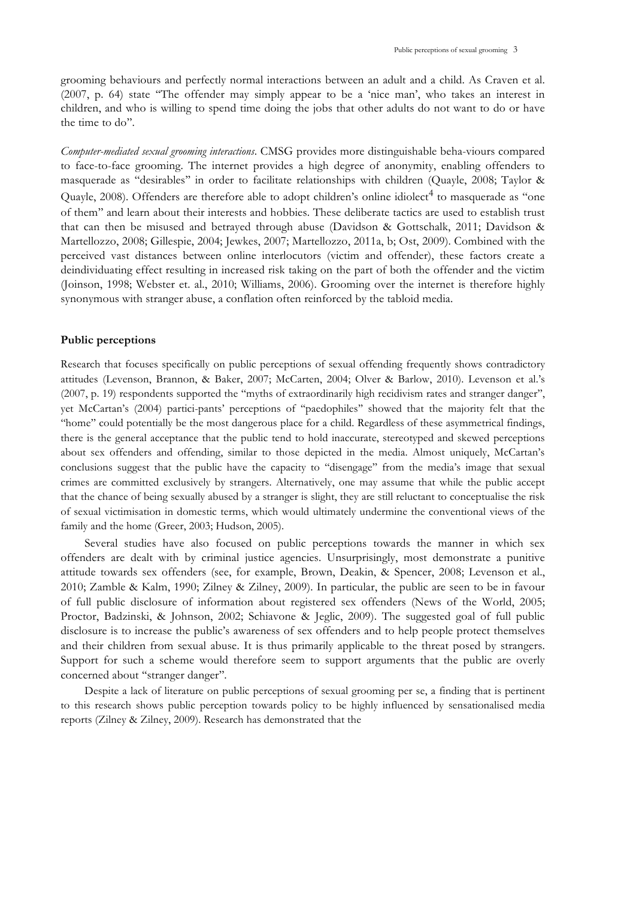grooming behaviours and perfectly normal interactions between an adult and a child. As Craven et al. (2007, p. 64) state "The offender may simply appear to be a 'nice man', who takes an interest in children, and who is willing to spend time doing the jobs that other adults do not want to do or have the time to do".

*Computer-mediated sexual grooming interactions*. CMSG provides more distinguishable beha-viours compared to face-to-face grooming. The internet provides a high degree of anonymity, enabling offenders to masquerade as "desirables" in order to facilitate relationships with children (Quayle, 2008; Taylor & Quayle, 2008). Offenders are therefore able to adopt children's online idiolect[4] to masquerade as "one of them" and learn about their interests and hobbies. These deliberate tactics are used to establish trust that can then be misused and betrayed through abuse (Davidson & Gottschalk, 2011; Davidson & Martellozzo, 2008; Gillespie, 2004; Jewkes, 2007; Martellozzo, 2011a, b; Ost, 2009). Combined with the perceived vast distances between online interlocutors (victim and offender), these factors create a deindividuating effect resulting in increased risk taking on the part of both the offender and the victim (Joinson, 1998; Webster et. al., 2010; Williams, 2006). Grooming over the internet is therefore highly synonymous with stranger abuse, a conflation often reinforced by the tabloid media.

## Public perceptions

Research that focuses specifically on public perceptions of sexual offending frequently shows contradictory attitudes (Levenson, Brannon, & Baker, 2007; McCarten, 2004; Olver & Barlow, 2010). Levenson et al.'s (2007, p. 19) respondents supported the "myths of extraordinarily high recidivism rates and stranger danger", yet McCartan's (2004) partici-pants' perceptions of "paedophiles" showed that the majority felt that the "home" could potentially be the most dangerous place for a child. Regardless of these asymmetrical findings, there is the general acceptance that the public tend to hold inaccurate, stereotyped and skewed perceptions about sex offenders and offending, similar to those depicted in the media. Almost uniquely, McCartan's conclusions suggest that the public have the capacity to "disengage" from the media's image that sexual crimes are committed exclusively by strangers. Alternatively, one may assume that while the public accept that the chance of being sexually abused by a stranger is slight, they are still reluctant to conceptualise the risk of sexual victimisation in domestic terms, which would ultimately undermine the conventional views of the family and the home (Greer, 2003; Hudson, 2005).

Several studies have also focused on public perceptions towards the manner in which sex offenders are dealt with by criminal justice agencies. Unsurprisingly, most demonstrate a punitive attitude towards sex offenders (see, for example, Brown, Deakin, & Spencer, 2008; Levenson et al., 2010; Zamble & Kalm, 1990; Zilney & Zilney, 2009). In particular, the public are seen to be in favour of full public disclosure of information about registered sex offenders (News of the World, 2005; Proctor, Badzinski, & Johnson, 2002; Schiavone & Jeglic, 2009). The suggested goal of full public disclosure is to increase the public's awareness of sex offenders and to help people protect themselves and their children from sexual abuse. It is thus primarily applicable to the threat posed by strangers. Support for such a scheme would therefore seem to support arguments that the public are overly concerned about "stranger danger".

Despite a lack of literature on public perceptions of sexual grooming per se, a finding that is pertinent to this research shows public perception towards policy to be highly influenced by sensationalised media reports (Zilney & Zilney, 2009). Research has demonstrated that the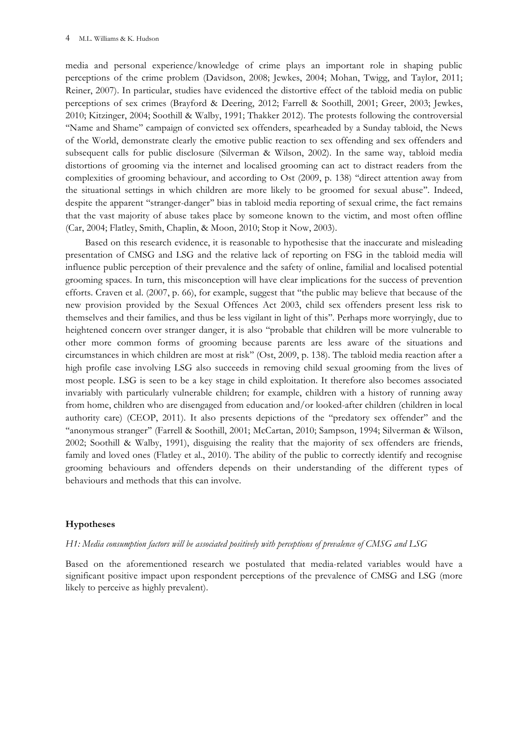media and personal experience/knowledge of crime plays an important role in shaping public perceptions of the crime problem (Davidson, 2008; Jewkes, 2004; Mohan, Twigg, and Taylor, 2011; Reiner, 2007). In particular, studies have evidenced the distortive effect of the tabloid media on public perceptions of sex crimes (Brayford & Deering, 2012; Farrell & Soothill, 2001; Greer, 2003; Jewkes, 2010; Kitzinger, 2004; Soothill & Walby, 1991; Thakker 2012). The protests following the controversial "Name and Shame" campaign of convicted sex offenders, spearheaded by a Sunday tabloid, the News of the World, demonstrate clearly the emotive public reaction to sex offending and sex offenders and subsequent calls for public disclosure (Silverman & Wilson, 2002). In the same way, tabloid media distortions of grooming via the internet and localised grooming can act to distract readers from the complexities of grooming behaviour, and according to Ost (2009, p. 138) "direct attention away from the situational settings in which children are more likely to be groomed for sexual abuse". Indeed, despite the apparent "stranger-danger" bias in tabloid media reporting of sexual crime, the fact remains that the vast majority of abuse takes place by someone known to the victim, and most often offline (Car, 2004; Flatley, Smith, Chaplin, & Moon, 2010; Stop it Now, 2003).

Based on this research evidence, it is reasonable to hypothesise that the inaccurate and misleading presentation of CMSG and LSG and the relative lack of reporting on FSG in the tabloid media will influence public perception of their prevalence and the safety of online, familial and localised potential grooming spaces. In turn, this misconception will have clear implications for the success of prevention efforts. Craven et al. (2007, p. 66), for example, suggest that "the public may believe that because of the new provision provided by the Sexual Offences Act 2003, child sex offenders present less risk to themselves and their families, and thus be less vigilant in light of this". Perhaps more worryingly, due to heightened concern over stranger danger, it is also "probable that children will be more vulnerable to other more common forms of grooming because parents are less aware of the situations and circumstances in which children are most at risk" (Ost, 2009, p. 138). The tabloid media reaction after a high profile case involving LSG also succeeds in removing child sexual grooming from the lives of most people. LSG is seen to be a key stage in child exploitation. It therefore also becomes associated invariably with particularly vulnerable children; for example, children with a history of running away from home, children who are disengaged from education and/or looked-after children (children in local authority care) (CEOP, 2011). It also presents depictions of the "predatory sex offender" and the "anonymous stranger" (Farrell & Soothill, 2001; McCartan, 2010; Sampson, 1994; Silverman & Wilson, 2002; Soothill & Walby, 1991), disguising the reality that the majority of sex offenders are friends, family and loved ones (Flatley et al., 2010). The ability of the public to correctly identify and recognise grooming behaviours and offenders depends on their understanding of the different types of behaviours and methods that this can involve.

## Hypotheses

*H1: Media consumption factors will be associated positively with perceptions of prevalence of CMSG and LSG*

Based on the aforementioned research we postulated that media-related variables would have a significant positive impact upon respondent perceptions of the prevalence of CMSG and LSG (more likely to perceive as highly prevalent).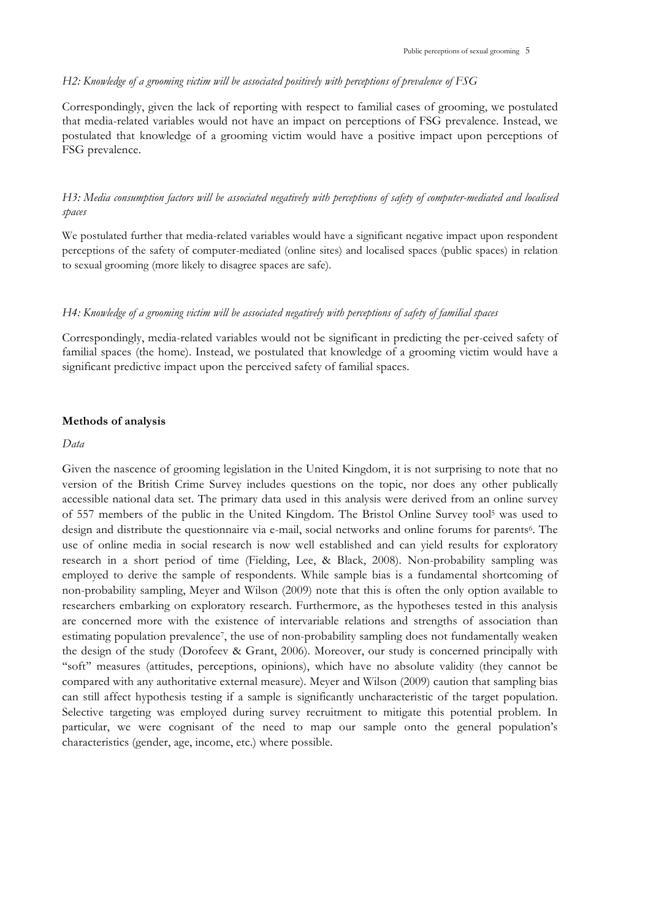*H2: Knowledge of a grooming victim will be associated positively with perceptions of prevalence of FSG*

Correspondingly, given the lack of reporting with respect to familial cases of grooming, we postulated that media-related variables would not have an impact on perceptions of FSG prevalence. Instead, we postulated that knowledge of a grooming victim would have a positive impact upon perceptions of FSG prevalence.

*H3: Media consumption factors will be associated negatively with perceptions of safety of computer-mediated and localised spaces*

We postulated further that media-related variables would have a significant negative impact upon respondent perceptions of the safety of computer-mediated (online sites) and localised spaces (public spaces) in relation to sexual grooming (more likely to disagree spaces are safe).

*H4: Knowledge of a grooming victim will be associated negatively with perceptions of safety of familial spaces*

Correspondingly, media-related variables would not be significant in predicting the per-ceived safety of familial spaces (the home). Instead, we postulated that knowledge of a grooming victim would have a significant predictive impact upon the perceived safety of familial spaces.

**Methods of analysis**

*Data*

Given the nascence of grooming legislation in the United Kingdom, it is not surprising to note that no version of the British Crime Survey includes questions on the topic, nor does any other publically accessible national data set. The primary data used in this analysis were derived from an online survey of 557 members of the public in the United Kingdom. The Bristol Online Survey tool[5] was used to design and distribute the questionnaire via e-mail, social networks and online forums for parents[6]. The use of online media in social research is now well established and can yield results for exploratory research in a short period of time (Fielding, Lee, & Black, 2008). Non-probability sampling was employed to derive the sample of respondents. While sample bias is a fundamental shortcoming of non-probability sampling, Meyer and Wilson (2009) note that this is often the only option available to researchers embarking on exploratory research. Furthermore, as the hypotheses tested in this analysis are concerned more with the existence of intervariable relations and strengths of association than estimating population prevalence[7], the use of non-probability sampling does not fundamentally weaken the design of the study (Dorofeev & Grant, 2006). Moreover, our study is concerned principally with "soft" measures (attitudes, perceptions, opinions), which have no absolute validity (they cannot be compared with any authoritative external measure). Meyer and Wilson (2009) caution that sampling bias can still affect hypothesis testing if a sample is significantly uncharacteristic of the target population. Selective targeting was employed during survey recruitment to mitigate this potential problem. In particular, we were cognisant of the need to map our sample onto the general population's characteristics (gender, age, income, etc.) where possible.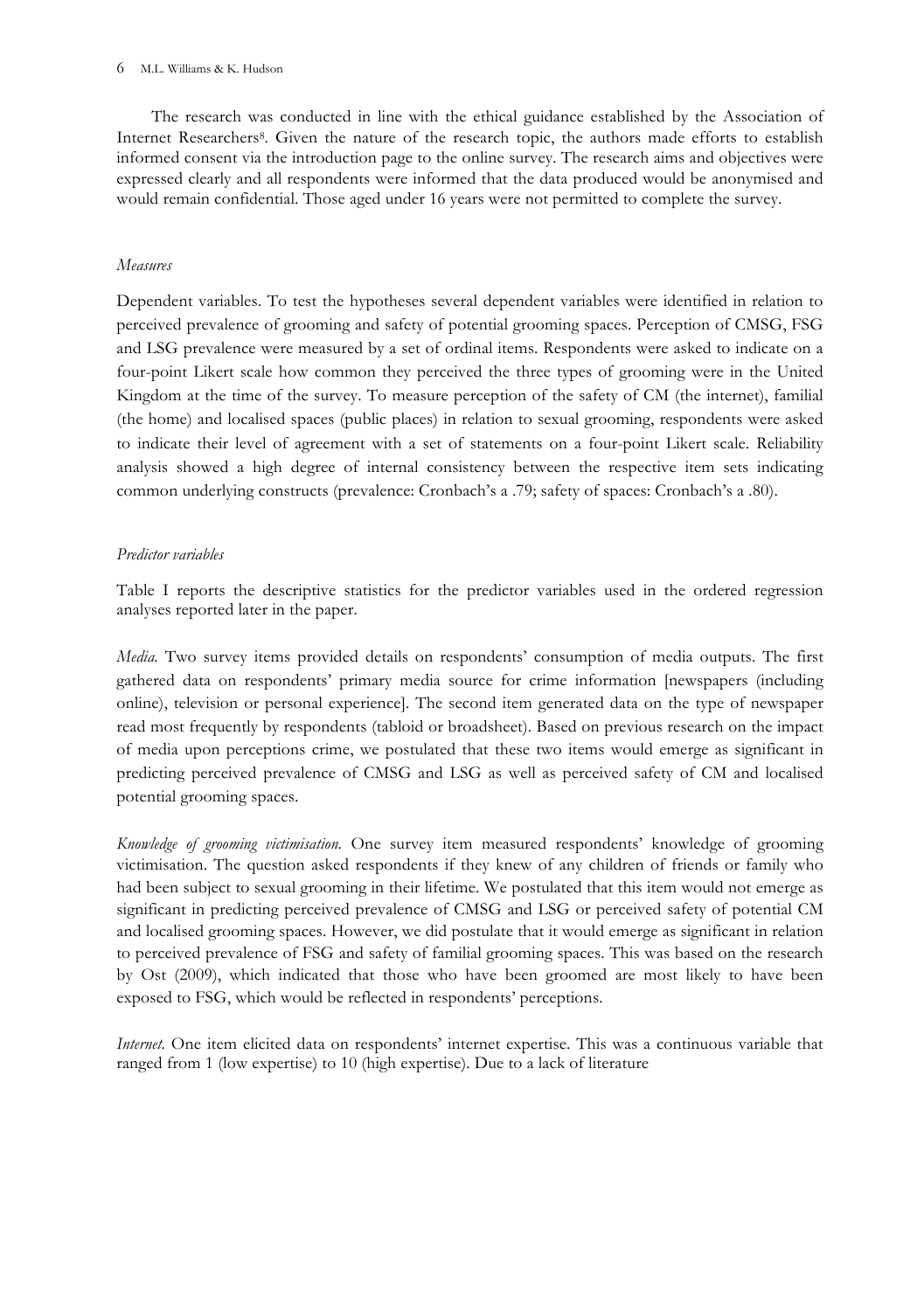The research was conducted in line with the ethical guidance established by the Association of Internet Researchers[8]. Given the nature of the research topic, the authors made efforts to establish informed consent via the introduction page to the online survey. The research aims and objectives were expressed clearly and all respondents were informed that the data produced would be anonymised and would remain confidential. Those aged under 16 years were not permitted to complete the survey.

### *Measures*

Dependent variables. To test the hypotheses several dependent variables were identified in relation to perceived prevalence of grooming and safety of potential grooming spaces. Perception of CMSG, FSG and LSG prevalence were measured by a set of ordinal items. Respondents were asked to indicate on a four-point Likert scale how common they perceived the three types of grooming were in the United Kingdom at the time of the survey. To measure perception of the safety of CM (the internet), familial (the home) and localised spaces (public places) in relation to sexual grooming, respondents were asked to indicate their level of agreement with a set of statements on a four-point Likert scale. Reliability analysis showed a high degree of internal consistency between the respective item sets indicating common underlying constructs (prevalence: Cronbach's a .79; safety of spaces: Cronbach's a .80).

### *Predictor variables*

Table I reports the descriptive statistics for the predictor variables used in the ordered regression analyses reported later in the paper.

*Media.* Two survey items provided details on respondents' consumption of media outputs. The first gathered data on respondents' primary media source for crime information [newspapers (including online), television or personal experience]. The second item generated data on the type of newspaper read most frequently by respondents (tabloid or broadsheet). Based on previous research on the impact of media upon perceptions crime, we postulated that these two items would emerge as significant in predicting perceived prevalence of CMSG and LSG as well as perceived safety of CM and localised potential grooming spaces.

*Knowledge of grooming victimisation.* One survey item measured respondents' knowledge of grooming victimisation. The question asked respondents if they knew of any children of friends or family who had been subject to sexual grooming in their lifetime. We postulated that this item would not emerge as significant in predicting perceived prevalence of CMSG and LSG or perceived safety of potential CM and localised grooming spaces. However, we did postulate that it would emerge as significant in relation to perceived prevalence of FSG and safety of familial grooming spaces. This was based on the research by Ost (2009), which indicated that those who have been groomed are most likely to have been exposed to FSG, which would be reflected in respondents' perceptions.

*Internet.* One item elicited data on respondents' internet expertise. This was a continuous variable that ranged from 1 (low expertise) to 10 (high expertise). Due to a lack of literature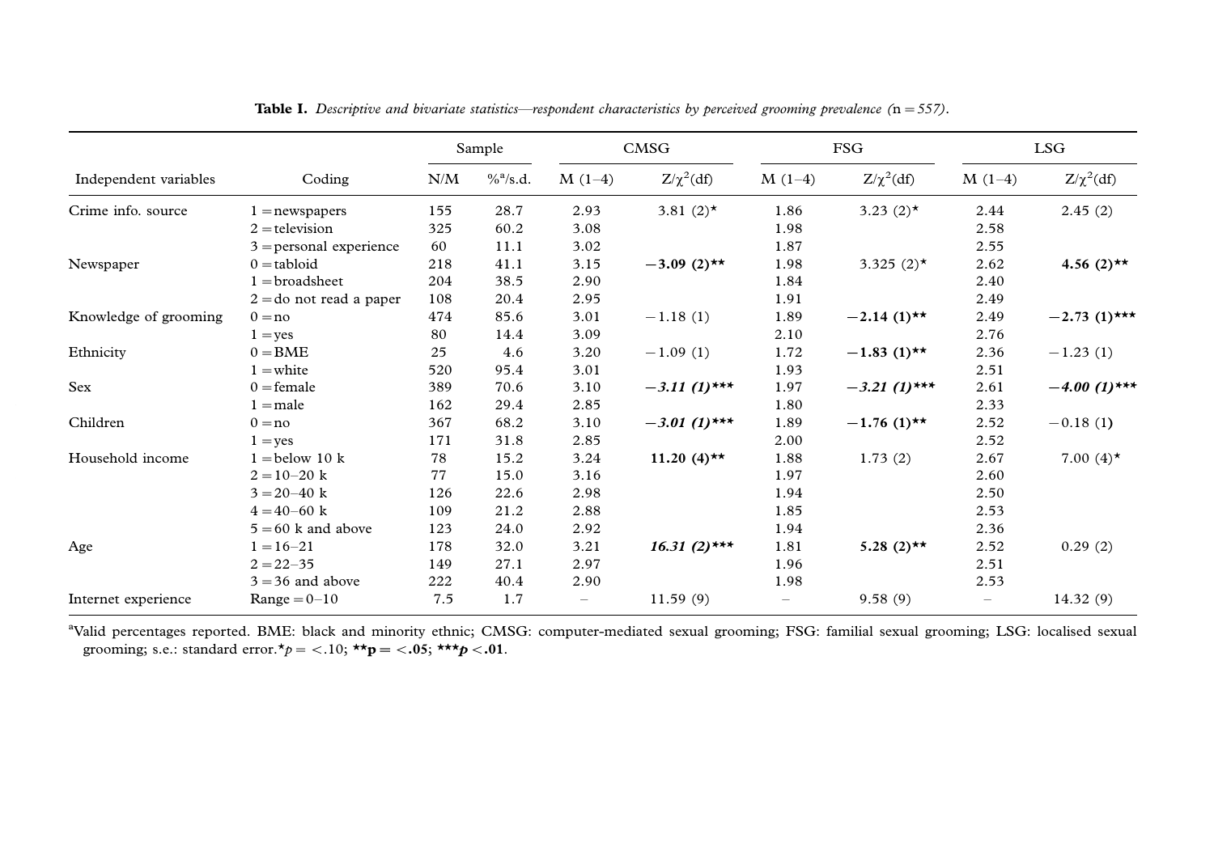**Table I.** *Descriptive and bivariate statistics—respondent characteristics by perceived grooming prevalence (*n *= 557).*

| Independent variables | Coding | Sample | | CMSG | | FSG | | LSG | |
|---|---|---|---|---|---|---|---|---|---|
| | | N/M | %[a]/s.d. | M (1–4) | $Z/\chi^2$(df) | M (1–4) | $Z/\chi^2$(df) | M (1–4) | $Z/\chi^2$(df) |
| Crime info. source | 1 = newspapers | 155 | 28.7 | 2.93 | 3.81 (2)* | 1.86 | 3.23 (2)* | 2.44 | 2.45 (2) |
| | 2 = television | 325 | 60.2 | 3.08 | | 1.98 | | 2.58 | |
| | 3 = personal experience | 60 | 11.1 | 3.02 | | 1.87 | | 2.55 | |
| Newspaper | 0 = tabloid | 218 | 41.1 | 3.15 | **−3.09 (2)**** | 1.98 | 3.325 (2)* | 2.62 | **4.56 (2)**** |
| | 1 = broadsheet | 204 | 38.5 | 2.90 | | 1.84 | | 2.40 | |
| | 2 = do not read a paper | 108 | 20.4 | 2.95 | | 1.91 | | 2.49 | |
| Knowledge of grooming | 0 = no | 474 | 85.6 | 3.01 | −1.18 (1) | 1.89 | **−2.14 (1)**** | 2.49 | **−2.73 (1)***** |
| | 1 = yes | 80 | 14.4 | 3.09 | | 2.10 | | 2.76 | |
| Ethnicity | 0 = BME | 25 | 4.6 | 3.20 | −1.09 (1) | 1.72 | **−1.83 (1)**** | 2.36 | −1.23 (1) |
| | 1 = white | 520 | 95.4 | 3.01 | | 1.93 | | 2.51 | |
| Sex | 0 = female | 389 | 70.6 | 3.10 | ***−3.11 (1)***** | 1.97 | ***−3.21 (1)***** | 2.61 | ***−4.00 (1)***** |
| | 1 = male | 162 | 29.4 | 2.85 | | 1.80 | | 2.33 | |
| Children | 0 = no | 367 | 68.2 | 3.10 | **−3.01 (1)***** | 1.89 | **−1.76 (1)**** | 2.52 | −0.18 (1) |
| | 1 = yes | 171 | 31.8 | 2.85 | | 2.00 | | 2.52 | |
| Household income | 1 = below 10 k | 78 | 15.2 | 3.24 | **11.20 (4)**** | 1.88 | 1.73 (2) | 2.67 | 7.00 (4)* |
| | 2 = 10–20 k | 77 | 15.0 | 3.16 | | 1.97 | | 2.60 | |
| | 3 = 20–40 k | 126 | 22.6 | 2.98 | | 1.94 | | 2.50 | |
| | 4 = 40–60 k | 109 | 21.2 | 2.88 | | 1.85 | | 2.53 | |
| | 5 = 60 k and above | 123 | 24.0 | 2.92 | | 1.94 | | 2.36 | |
| Age | 1 = 16–21 | 178 | 32.0 | 3.21 | ***16.31 (2)***** | 1.81 | **5.28 (2)**** | 2.52 | 0.29 (2) |
| | 2 = 22–35 | 149 | 27.1 | 2.97 | | 1.96 | | 2.51 | |
| | 3 = 36 and above | 222 | 40.4 | 2.90 | | 1.98 | | 2.53 | |
| Internet experience | Range = 0–10 | 7.5 | 1.7 | – | 11.59 (9) | – | 9.58 (9) | – | 14.32 (9) |

[a]Valid percentages reported. BME: black and minority ethnic; CMSG: computer-mediated sexual grooming; FSG: familial sexual grooming; LSG: localised sexual grooming; s.e.: standard error.*$p$ = <.10; ****p = <.05**; *****p* <.01**.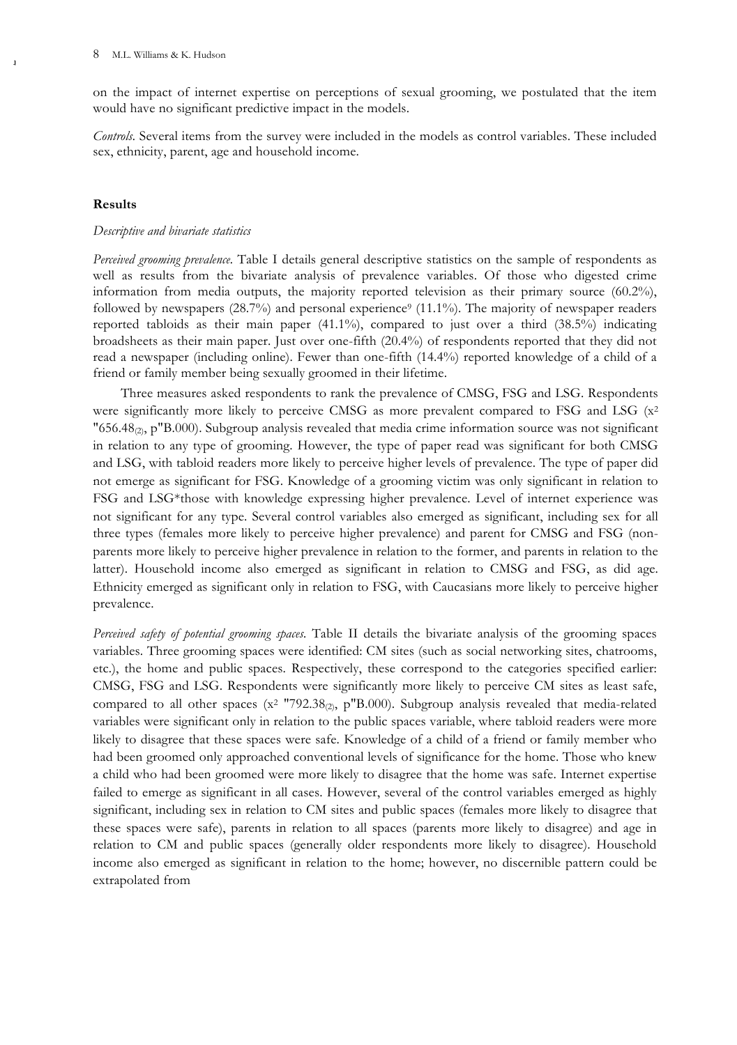on the impact of internet expertise on perceptions of sexual grooming, we postulated that the item would have no significant predictive impact in the models.

*Controls.* Several items from the survey were included in the models as control variables. These included sex, ethnicity, parent, age and household income.

## Results

### *Descriptive and bivariate statistics*

*Perceived grooming prevalence.* Table I details general descriptive statistics on the sample of respondents as well as results from the bivariate analysis of prevalence variables. Of those who digested crime information from media outputs, the majority reported television as their primary source (60.2%), followed by newspapers (28.7%) and personal experience[9] (11.1%). The majority of newspaper readers reported tabloids as their main paper (41.1%), compared to just over a third (38.5%) indicating broadsheets as their main paper. Just over one-fifth (20.4%) of respondents reported that they did not read a newspaper (including online). Fewer than one-fifth (14.4%) reported knowledge of a child of a friend or family member being sexually groomed in their lifetime.

Three measures asked respondents to rank the prevalence of CMSG, FSG and LSG. Respondents were significantly more likely to perceive CMSG as more prevalent compared to FSG and LSG ($x^2$ "$656.48_{(2)}$, p"B.000). Subgroup analysis revealed that media crime information source was not significant in relation to any type of grooming. However, the type of paper read was significant for both CMSG and LSG, with tabloid readers more likely to perceive higher levels of prevalence. The type of paper did not emerge as significant for FSG. Knowledge of a grooming victim was only significant in relation to FSG and LSG*those with knowledge expressing higher prevalence. Level of internet experience was not significant for any type. Several control variables also emerged as significant, including sex for all three types (females more likely to perceive higher prevalence) and parent for CMSG and FSG (non-parents more likely to perceive higher prevalence in relation to the former, and parents in relation to the latter). Household income also emerged as significant in relation to CMSG and FSG, as did age. Ethnicity emerged as significant only in relation to FSG, with Caucasians more likely to perceive higher prevalence.

*Perceived safety of potential grooming spaces.* Table II details the bivariate analysis of the grooming spaces variables. Three grooming spaces were identified: CM sites (such as social networking sites, chatrooms, etc.), the home and public spaces. Respectively, these correspond to the categories specified earlier: CMSG, FSG and LSG. Respondents were significantly more likely to perceive CM sites as least safe, compared to all other spaces ($x^2$ "$792.38_{(2)}$, p"B.000). Subgroup analysis revealed that media-related variables were significant only in relation to the public spaces variable, where tabloid readers were more likely to disagree that these spaces were safe. Knowledge of a child of a friend or family member who had been groomed only approached conventional levels of significance for the home. Those who knew a child who had been groomed were more likely to disagree that the home was safe. Internet expertise failed to emerge as significant in all cases. However, several of the control variables emerged as highly significant, including sex in relation to CM sites and public spaces (females more likely to disagree that these spaces were safe), parents in relation to all spaces (parents more likely to disagree) and age in relation to CM and public spaces (generally older respondents more likely to disagree). Household income also emerged as significant in relation to the home; however, no discernible pattern could be extrapolated from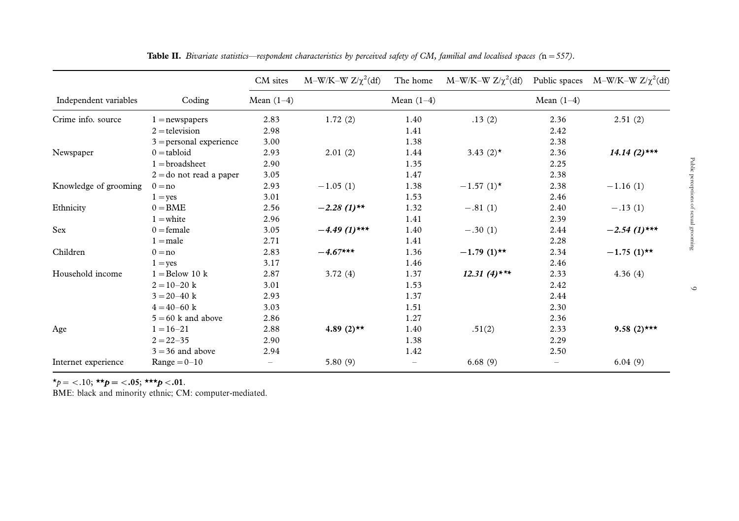**Table II.** *Bivariate statistics—respondent characteristics by perceived safety of CM, familial and localised spaces (*n = 557*).*

| Independent variables | Coding | CM sites | M–W/K–W $Z/\chi^2$(df) | The home | M–W/K–W $Z/\chi^2$(df) | Public spaces | M–W/K–W $Z/\chi^2$(df) |
|---|---|---|---|---|---|---|---|
| | | Mean (1–4) | | Mean (1–4) | | Mean (1–4) | |
| Crime info. source | 1 = newspapers | 2.83 | 1.72 (2) | 1.40 | .13 (2) | 2.36 | 2.51 (2) |
| | 2 = television | 2.98 | | 1.41 | | 2.42 | |
| | 3 = personal experience | 3.00 | | 1.38 | | 2.38 | |
| Newspaper | 0 = tabloid | 2.93 | 2.01 (2) | 1.44 | 3.43 (2)* | 2.36 | ***14.14 (2)**** |
| | 1 = broadsheet | 2.90 | | 1.35 | | 2.25 | |
| | 2 = do not read a paper | 3.05 | | 1.47 | | 2.38 | |
| Knowledge of grooming | 0 = no | 2.93 | −1.05 (1) | 1.38 | −1.57 (1)* | 2.38 | −1.16 (1) |
| | 1 = yes | 3.01 | | 1.53 | | 2.46 | |
| Ethnicity | 0 = BME | 2.56 | ***−2.28 (1)*** | 1.32 | −.81 (1) | 2.40 | −.13 (1) |
| | 1 = white | 2.96 | | 1.41 | | 2.39 | |
| Sex | 0 = female | 3.05 | ***−4.49 (1)**** | 1.40 | −.30 (1) | 2.44 | ***−2.54 (1)**** |
| | 1 = male | 2.71 | | 1.41 | | 2.28 | |
| Children | 0 = no | 2.83 | ***−4.67**** | 1.36 | **−1.79 (1)**** | 2.34 | **−1.75 (1)**** |
| | 1 = yes | 3.17 | | 1.46 | | 2.46 | |
| Household income | 1 = Below 10 k | 2.87 | 3.72 (4) | 1.37 | ***12.31 (4)**** | 2.33 | 4.36 (4) |
| | 2 = 10–20 k | 3.01 | | 1.53 | | 2.42 | |
| | 3 = 20–40 k | 2.93 | | 1.37 | | 2.44 | |
| | 4 = 40–60 k | 3.03 | | 1.51 | | 2.30 | |
| | 5 = 60 k and above | 2.86 | | 1.27 | | 2.36 | |
| Age | 1 = 16–21 | 2.88 | **4.89 (2)**** | 1.40 | .51(2) | 2.33 | **9.58 (2)***** |
| | 2 = 22–35 | 2.90 | | 1.38 | | 2.29 | |
| | 3 = 36 and above | 2.94 | | 1.42 | | 2.50 | |
| Internet experience | Range = 0–10 | – | 5.80 (9) | – | 6.68 (9) | – | 6.04 (9) |

*$p$ = <.10; **$p$ = <.05; ***$p$ <.01.

BME: black and minority ethnic; CM: computer-mediated.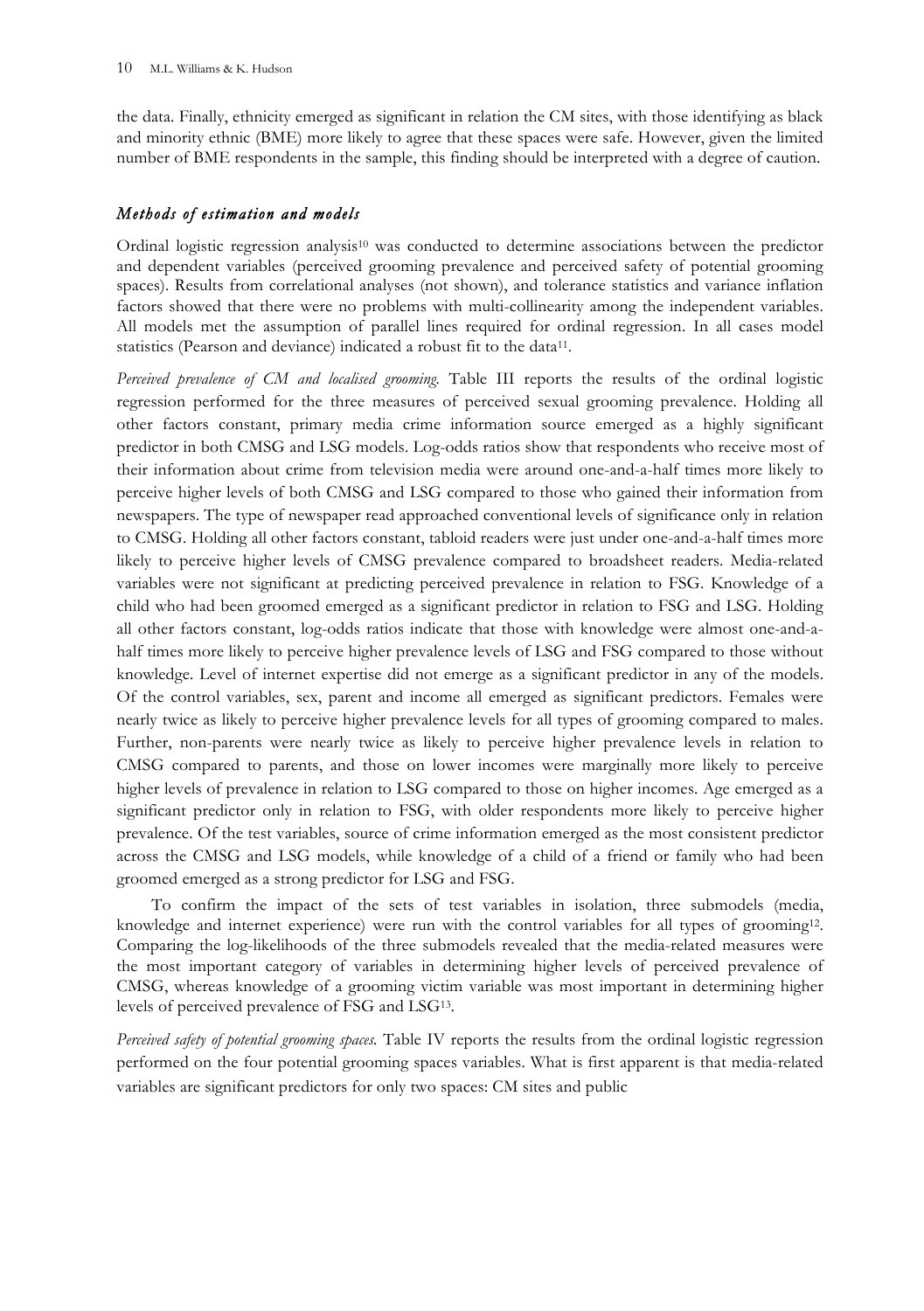the data. Finally, ethnicity emerged as significant in relation the CM sites, with those identifying as black and minority ethnic (BME) more likely to agree that these spaces were safe. However, given the limited number of BME respondents in the sample, this finding should be interpreted with a degree of caution.

### *Methods of estimation and models*

Ordinal logistic regression analysis[10] was conducted to determine associations between the predictor and dependent variables (perceived grooming prevalence and perceived safety of potential grooming spaces). Results from correlational analyses (not shown), and tolerance statistics and variance inflation factors showed that there were no problems with multi-collinearity among the independent variables. All models met the assumption of parallel lines required for ordinal regression. In all cases model statistics (Pearson and deviance) indicated a robust fit to the data[11].

*Perceived prevalence of CM and localised grooming.* Table III reports the results of the ordinal logistic regression performed for the three measures of perceived sexual grooming prevalence. Holding all other factors constant, primary media crime information source emerged as a highly significant predictor in both CMSG and LSG models. Log-odds ratios show that respondents who receive most of their information about crime from television media were around one-and-a-half times more likely to perceive higher levels of both CMSG and LSG compared to those who gained their information from newspapers. The type of newspaper read approached conventional levels of significance only in relation to CMSG. Holding all other factors constant, tabloid readers were just under one-and-a-half times more likely to perceive higher levels of CMSG prevalence compared to broadsheet readers. Media-related variables were not significant at predicting perceived prevalence in relation to FSG. Knowledge of a child who had been groomed emerged as a significant predictor in relation to FSG and LSG. Holding all other factors constant, log-odds ratios indicate that those with knowledge were almost one-and-a-half times more likely to perceive higher prevalence levels of LSG and FSG compared to those without knowledge. Level of internet expertise did not emerge as a significant predictor in any of the models. Of the control variables, sex, parent and income all emerged as significant predictors. Females were nearly twice as likely to perceive higher prevalence levels for all types of grooming compared to males. Further, non-parents were nearly twice as likely to perceive higher prevalence levels in relation to CMSG compared to parents, and those on lower incomes were marginally more likely to perceive higher levels of prevalence in relation to LSG compared to those on higher incomes. Age emerged as a significant predictor only in relation to FSG, with older respondents more likely to perceive higher prevalence. Of the test variables, source of crime information emerged as the most consistent predictor across the CMSG and LSG models, while knowledge of a child of a friend or family who had been groomed emerged as a strong predictor for LSG and FSG.

To confirm the impact of the sets of test variables in isolation, three submodels (media, knowledge and internet experience) were run with the control variables for all types of grooming[12]. Comparing the log-likelihoods of the three submodels revealed that the media-related measures were the most important category of variables in determining higher levels of perceived prevalence of CMSG, whereas knowledge of a grooming victim variable was most important in determining higher levels of perceived prevalence of FSG and LSG[13].

*Perceived safety of potential grooming spaces.* Table IV reports the results from the ordinal logistic regression performed on the four potential grooming spaces variables. What is first apparent is that media-related variables are significant predictors for only two spaces: CM sites and public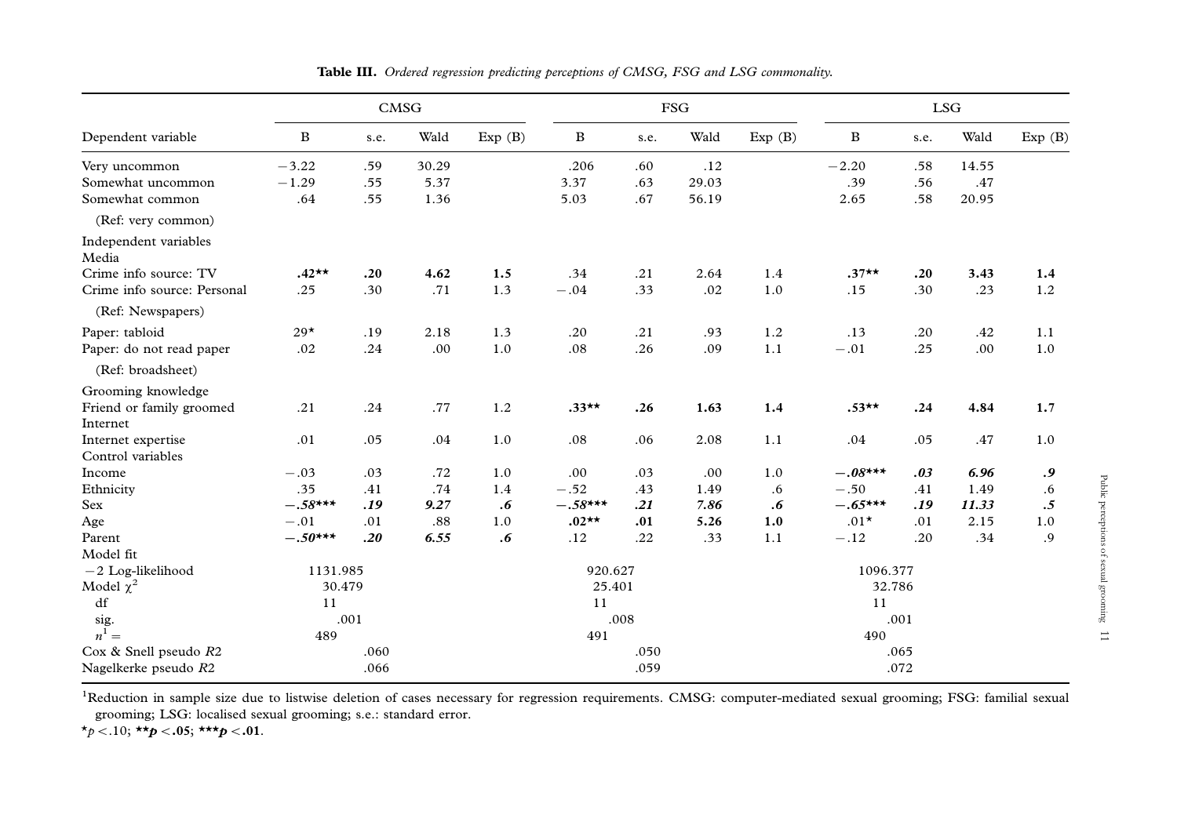**Table III.** *Ordered regression predicting perceptions of CMSG, FSG and LSG commonality.*

| Dependent variable | CMSG | | | | FSG | | | | LSG | | | |
|---|---|---|---|---|---|---|---|---|---|---|---|---|
| | B | s.e. | Wald | Exp (B) | B | s.e. | Wald | Exp (B) | B | s.e. | Wald | Exp (B) |
| Very uncommon | −3.22 | .59 | 30.29 | | .206 | .60 | .12 | | −2.20 | .58 | 14.55 | |
| Somewhat uncommon | −1.29 | .55 | 5.37 | | 3.37 | .63 | 29.03 | | .39 | .56 | .47 | |
| Somewhat common | .64 | .55 | 1.36 | | 5.03 | .67 | 56.19 | | 2.65 | .58 | 20.95 | |
| (Ref: very common) | | | | | | | | | | | | |
| Independent variables | | | | | | | | | | | | |
| Media | | | | | | | | | | | | |
| Crime info source: TV | **.42**** | **.20** | **4.62** | **1.5** | .34 | .21 | 2.64 | 1.4 | **.37**** | **.20** | **3.43** | **1.4** |
| Crime info source: Personal | .25 | .30 | .71 | 1.3 | −.04 | .33 | .02 | 1.0 | .15 | .30 | .23 | 1.2 |
| (Ref: Newspapers) | | | | | | | | | | | | |
| Paper: tabloid | 29* | .19 | 2.18 | 1.3 | .20 | .21 | .93 | 1.2 | .13 | .20 | .42 | 1.1 |
| Paper: do not read paper | .02 | .24 | .00 | 1.0 | .08 | .26 | .09 | 1.1 | −.01 | .25 | .00 | 1.0 |
| (Ref: broadsheet) | | | | | | | | | | | | |
| Grooming knowledge | | | | | | | | | | | | |
| Friend or family groomed | .21 | .24 | .77 | 1.2 | **.33**** | **.26** | **1.63** | **1.4** | **.53**** | **.24** | **4.84** | **1.7** |
| Internet | | | | | | | | | | | | |
| Internet expertise | .01 | .05 | .04 | 1.0 | .08 | .06 | 2.08 | 1.1 | .04 | .05 | .47 | 1.0 |
| Control variables | | | | | | | | | | | | |
| Income | −.03 | .03 | .72 | 1.0 | .00 | .03 | .00 | 1.0 | ***−.08**** | ***.03*** | ***6.96*** | ***.9*** |
| Ethnicity | .35 | .41 | .74 | 1.4 | −.52 | .43 | 1.49 | .6 | −.50 | .41 | 1.49 | .6 |
| Sex | ***−.58**** | ***.19*** | ***9.27*** | ***.6*** | ***−.58**** | ***.21*** | ***7.86*** | ***.6*** | ***−.65**** | ***.19*** | ***11.33*** | ***.5*** |
| Age | −.01 | .01 | .88 | 1.0 | **.02**** | **.01** | **5.26** | **1.0** | .01* | .01 | 2.15 | 1.0 |
| Parent | ***−.50**** | ***.20*** | ***6.55*** | ***.6*** | .12 | .22 | .33 | 1.1 | −.12 | .20 | .34 | .9 |
| Model fit | | | | | | | | | | | | |
| −2 Log-likelihood | 1131.985 | | | | 920.627 | | | | 1096.377 | | | |
| Model $\chi^2$ | 30.479 | | | | 25.401 | | | | 32.786 | | | |
| df | 11 | | | | 11 | | | | 11 | | | |
| sig. | .001 | | | | .008 | | | | .001 | | | |
| $n^1 =$ | 489 | | | | 491 | | | | 490 | | | |
| Cox & Snell pseudo $R2$ | .060 | | | | .050 | | | | .065 | | | |
| Nagelkerke pseudo $R2$ | .066 | | | | .059 | | | | .072 | | | |

[1]Reduction in sample size due to listwise deletion of cases necessary for regression requirements. CMSG: computer-mediated sexual grooming; FSG: familial sexual grooming; LSG: localised sexual grooming; s.e.: standard error.

*$p < .10$; **$p < .05$**; ***$p < .01$**.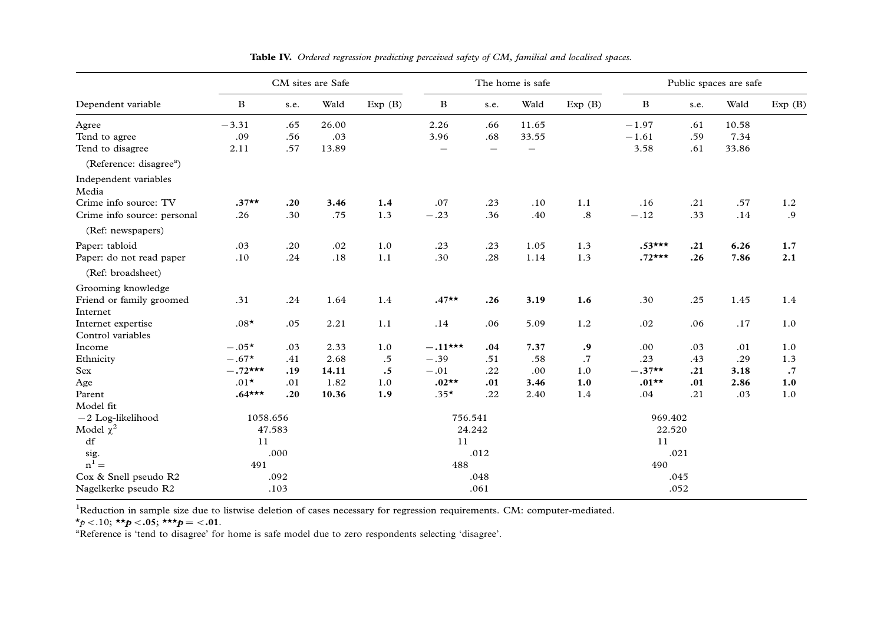**Table IV.** *Ordered regression predicting perceived safety of CM, familial and localised spaces.*

| | CM sites are Safe | | | | The home is safe | | | | Public spaces are safe | | | |
|---|---|---|---|---|---|---|---|---|---|---|---|---|
| Dependent variable | B | s.e. | Wald | Exp (B) | B | s.e. | Wald | Exp (B) | B | s.e. | Wald | Exp (B) |
| Agree | −3.31 | .65 | 26.00 | | 2.26 | .66 | 11.65 | | −1.97 | .61 | 10.58 | |
| Tend to agree | .09 | .56 | .03 | | 3.96 | .68 | 33.55 | | −1.61 | .59 | 7.34 | |
| Tend to disagree | 2.11 | .57 | 13.89 | | – | – | – | | 3.58 | .61 | 33.86 | |
| (Reference: disagree[a]) | | | | | | | | | | | | |
| Independent variables | | | | | | | | | | | | |
| Media | | | | | | | | | | | | |
| Crime info source: TV | **.37**\*\* | **.20** | **3.46** | **1.4** | .07 | .23 | .10 | 1.1 | .16 | .21 | .57 | 1.2 |
| Crime info source: personal | .26 | .30 | .75 | 1.3 | −.23 | .36 | .40 | .8 | −.12 | .33 | .14 | .9 |
| (Ref: newspapers) | | | | | | | | | | | | |
| Paper: tabloid | .03 | .20 | .02 | 1.0 | .23 | .23 | 1.05 | 1.3 | **.53**\*\*\* | **.21** | **6.26** | **1.7** |
| Paper: do not read paper | .10 | .24 | .18 | 1.1 | .30 | .28 | 1.14 | 1.3 | **.72**\*\*\* | **.26** | **7.86** | **2.1** |
| (Ref: broadsheet) | | | | | | | | | | | | |
| Grooming knowledge | | | | | | | | | | | | |
| Friend or family groomed | .31 | .24 | 1.64 | 1.4 | **.47**\*\* | **.26** | **3.19** | **1.6** | .30 | .25 | 1.45 | 1.4 |
| Internet | | | | | | | | | | | | |
| Internet expertise | .08\* | .05 | 2.21 | 1.1 | .14 | .06 | 5.09 | 1.2 | .02 | .06 | .17 | 1.0 |
| Control variables | | | | | | | | | | | | |
| Income | −.05\* | .03 | 2.33 | 1.0 | **−.11**\*\*\* | **.04** | **7.37** | **.9** | .00 | .03 | .01 | 1.0 |
| Ethnicity | −.67\* | .41 | 2.68 | .5 | −.39 | .51 | .58 | .7 | .23 | .43 | .29 | 1.3 |
| Sex | **−.72**\*\*\* | **.19** | **14.11** | **.5** | −.01 | .22 | .00 | 1.0 | **−.37**\*\* | **.21** | **3.18** | **.7** |
| Age | .01\* | .01 | 1.82 | 1.0 | **.02**\*\* | **.01** | **3.46** | **1.0** | **.01**\*\* | **.01** | **2.86** | **1.0** |
| Parent | **.64**\*\*\* | **.20** | **10.36** | **1.9** | .35\* | .22 | 2.40 | 1.4 | .04 | .21 | .03 | 1.0 |
| Model fit | | | | | | | | | | | | |
| −2 Log-likelihood | 1058.656 | | | | 756.541 | | | | 969.402 | | | |
| Model $\chi^2$ | 47.583 | | | | 24.242 | | | | 22.520 | | | |
| df | 11 | | | | 11 | | | | 11 | | | |
| sig. | .000 | | | | .012 | | | | .021 | | | |
| n[1] = | 491 | | | | 488 | | | | 490 | | | |
| Cox & Snell pseudo R2 | .092 | | | | .048 | | | | .045 | | | |
| Nagelkerke pseudo R2 | .103 | | | | .061 | | | | .052 | | | |

[1]Reduction in sample size due to listwise deletion of cases necessary for regression requirements. CM: computer-mediated.

\*$p < .10$; **\*\*$p < .05$; \*\*\*$p = < .01$.**

[a]Reference is 'tend to disagree' for home is safe model due to zero respondents selecting 'disagree'.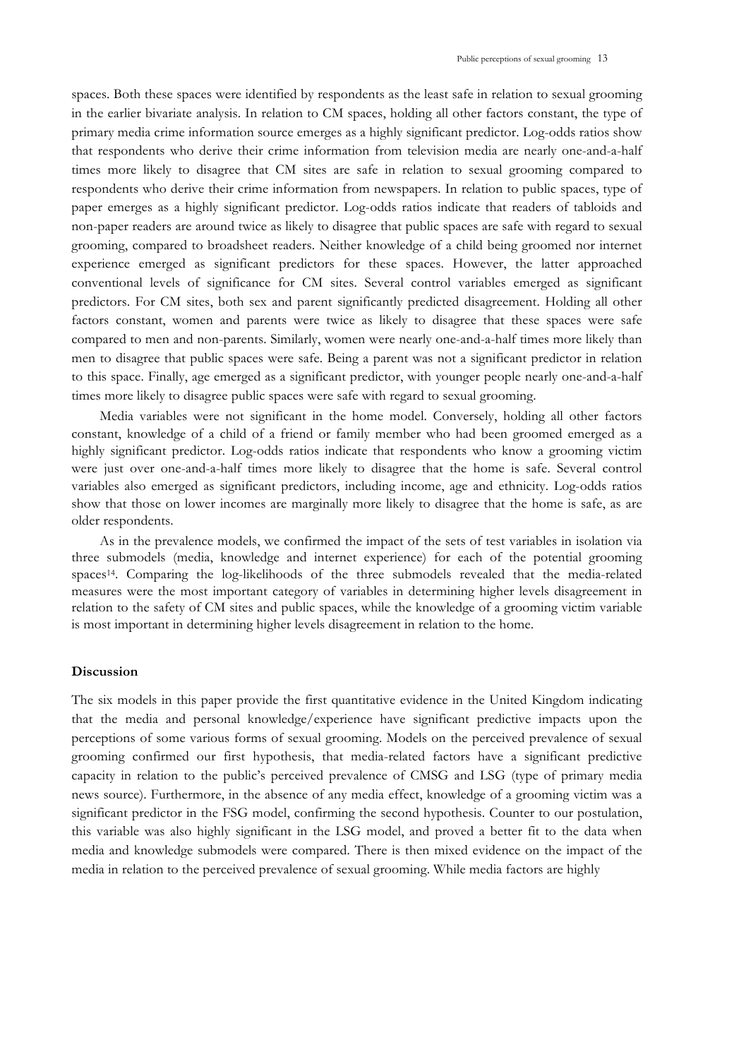spaces. Both these spaces were identified by respondents as the least safe in relation to sexual grooming in the earlier bivariate analysis. In relation to CM spaces, holding all other factors constant, the type of primary media crime information source emerges as a highly significant predictor. Log-odds ratios show that respondents who derive their crime information from television media are nearly one-and-a-half times more likely to disagree that CM sites are safe in relation to sexual grooming compared to respondents who derive their crime information from newspapers. In relation to public spaces, type of paper emerges as a highly significant predictor. Log-odds ratios indicate that readers of tabloids and non-paper readers are around twice as likely to disagree that public spaces are safe with regard to sexual grooming, compared to broadsheet readers. Neither knowledge of a child being groomed nor internet experience emerged as significant predictors for these spaces. However, the latter approached conventional levels of significance for CM sites. Several control variables emerged as significant predictors. For CM sites, both sex and parent significantly predicted disagreement. Holding all other factors constant, women and parents were twice as likely to disagree that these spaces were safe compared to men and non-parents. Similarly, women were nearly one-and-a-half times more likely than men to disagree that public spaces were safe. Being a parent was not a significant predictor in relation to this space. Finally, age emerged as a significant predictor, with younger people nearly one-and-a-half times more likely to disagree public spaces were safe with regard to sexual grooming.

Media variables were not significant in the home model. Conversely, holding all other factors constant, knowledge of a child of a friend or family member who had been groomed emerged as a highly significant predictor. Log-odds ratios indicate that respondents who know a grooming victim were just over one-and-a-half times more likely to disagree that the home is safe. Several control variables also emerged as significant predictors, including income, age and ethnicity. Log-odds ratios show that those on lower incomes are marginally more likely to disagree that the home is safe, as are older respondents.

As in the prevalence models, we confirmed the impact of the sets of test variables in isolation via three submodels (media, knowledge and internet experience) for each of the potential grooming spaces[14]. Comparing the log-likelihoods of the three submodels revealed that the media-related measures were the most important category of variables in determining higher levels disagreement in relation to the safety of CM sites and public spaces, while the knowledge of a grooming victim variable is most important in determining higher levels disagreement in relation to the home.

**Discussion**

The six models in this paper provide the first quantitative evidence in the United Kingdom indicating that the media and personal knowledge/experience have significant predictive impacts upon the perceptions of some various forms of sexual grooming. Models on the perceived prevalence of sexual grooming confirmed our first hypothesis, that media-related factors have a significant predictive capacity in relation to the public's perceived prevalence of CMSG and LSG (type of primary media news source). Furthermore, in the absence of any media effect, knowledge of a grooming victim was a significant predictor in the FSG model, confirming the second hypothesis. Counter to our postulation, this variable was also highly significant in the LSG model, and proved a better fit to the data when media and knowledge submodels were compared. There is then mixed evidence on the impact of the media in relation to the perceived prevalence of sexual grooming. While media factors are highly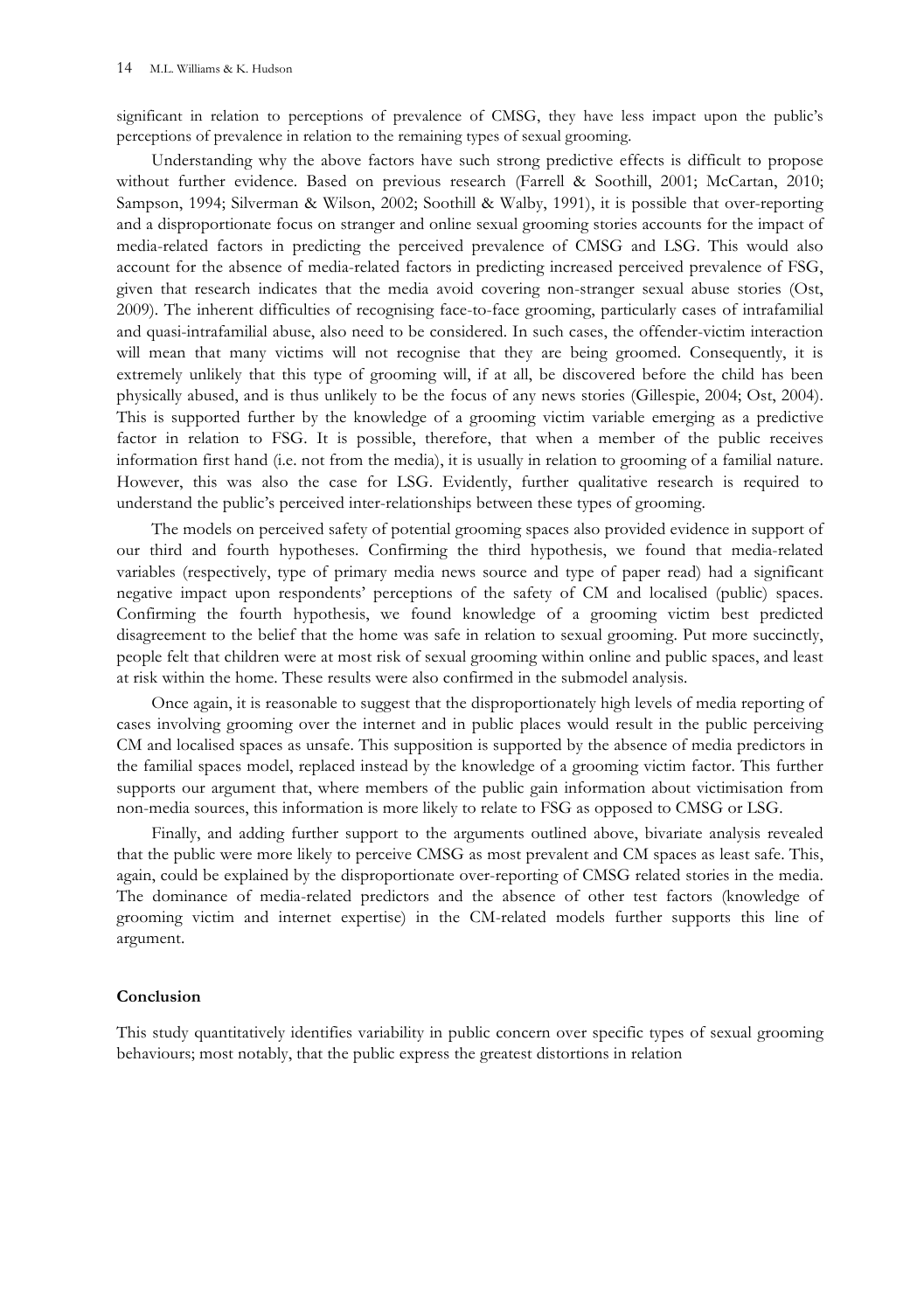significant in relation to perceptions of prevalence of CMSG, they have less impact upon the public's perceptions of prevalence in relation to the remaining types of sexual grooming.

Understanding why the above factors have such strong predictive effects is difficult to propose without further evidence. Based on previous research (Farrell & Soothill, 2001; McCartan, 2010; Sampson, 1994; Silverman & Wilson, 2002; Soothill & Walby, 1991), it is possible that over-reporting and a disproportionate focus on stranger and online sexual grooming stories accounts for the impact of media-related factors in predicting the perceived prevalence of CMSG and LSG. This would also account for the absence of media-related factors in predicting increased perceived prevalence of FSG, given that research indicates that the media avoid covering non-stranger sexual abuse stories (Ost, 2009). The inherent difficulties of recognising face-to-face grooming, particularly cases of intrafamilial and quasi-intrafamilial abuse, also need to be considered. In such cases, the offender-victim interaction will mean that many victims will not recognise that they are being groomed. Consequently, it is extremely unlikely that this type of grooming will, if at all, be discovered before the child has been physically abused, and is thus unlikely to be the focus of any news stories (Gillespie, 2004; Ost, 2004). This is supported further by the knowledge of a grooming victim variable emerging as a predictive factor in relation to FSG. It is possible, therefore, that when a member of the public receives information first hand (i.e. not from the media), it is usually in relation to grooming of a familial nature. However, this was also the case for LSG. Evidently, further qualitative research is required to understand the public's perceived inter-relationships between these types of grooming.

The models on perceived safety of potential grooming spaces also provided evidence in support of our third and fourth hypotheses. Confirming the third hypothesis, we found that media-related variables (respectively, type of primary media news source and type of paper read) had a significant negative impact upon respondents' perceptions of the safety of CM and localised (public) spaces. Confirming the fourth hypothesis, we found knowledge of a grooming victim best predicted disagreement to the belief that the home was safe in relation to sexual grooming. Put more succinctly, people felt that children were at most risk of sexual grooming within online and public spaces, and least at risk within the home. These results were also confirmed in the submodel analysis.

Once again, it is reasonable to suggest that the disproportionately high levels of media reporting of cases involving grooming over the internet and in public places would result in the public perceiving CM and localised spaces as unsafe. This supposition is supported by the absence of media predictors in the familial spaces model, replaced instead by the knowledge of a grooming victim factor. This further supports our argument that, where members of the public gain information about victimisation from non-media sources, this information is more likely to relate to FSG as opposed to CMSG or LSG.

Finally, and adding further support to the arguments outlined above, bivariate analysis revealed that the public were more likely to perceive CMSG as most prevalent and CM spaces as least safe. This, again, could be explained by the disproportionate over-reporting of CMSG related stories in the media. The dominance of media-related predictors and the absence of other test factors (knowledge of grooming victim and internet expertise) in the CM-related models further supports this line of argument.

## Conclusion

This study quantitatively identifies variability in public concern over specific types of sexual grooming behaviours; most notably, that the public express the greatest distortions in relation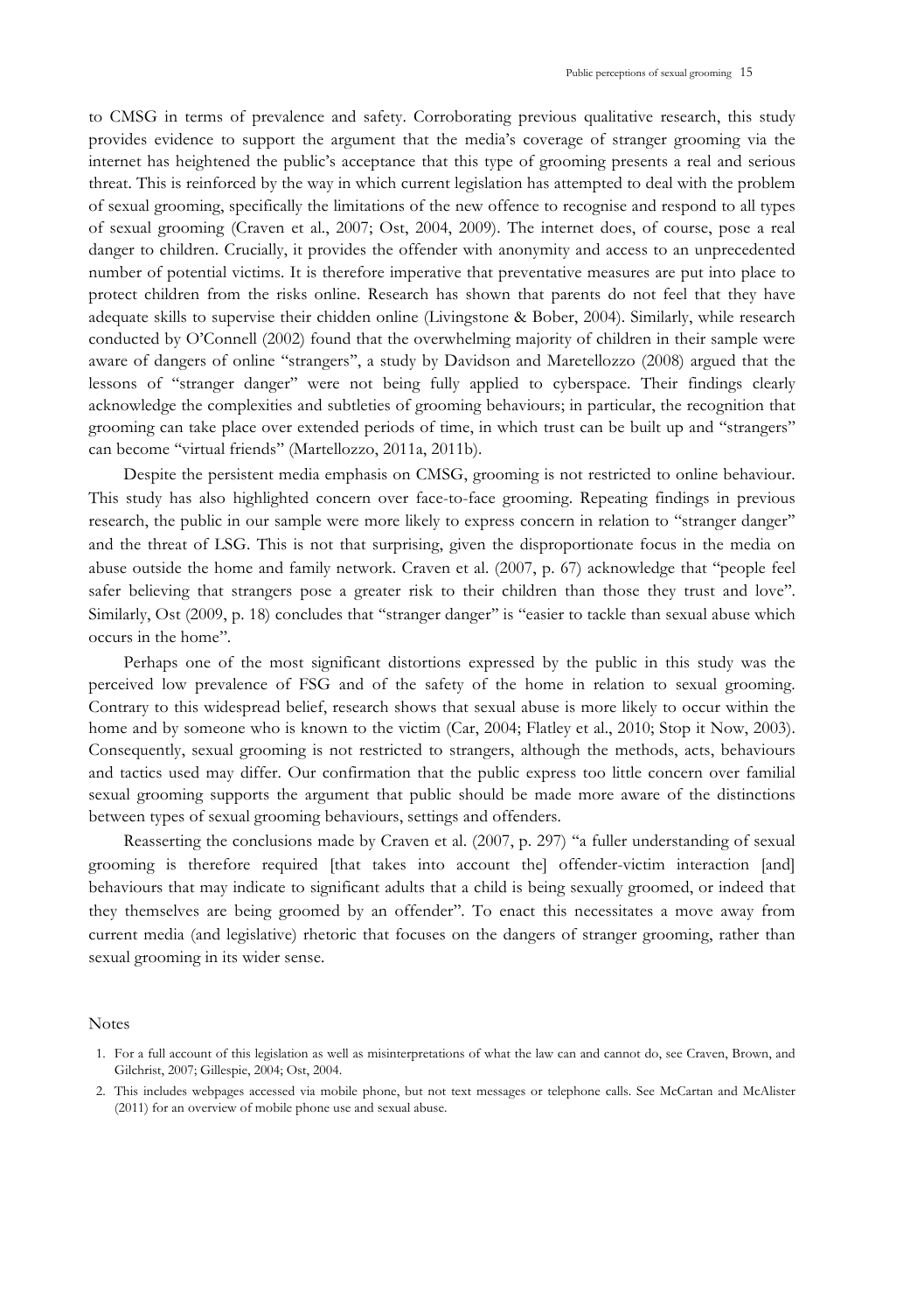to CMSG in terms of prevalence and safety. Corroborating previous qualitative research, this study provides evidence to support the argument that the media's coverage of stranger grooming via the internet has heightened the public's acceptance that this type of grooming presents a real and serious threat. This is reinforced by the way in which current legislation has attempted to deal with the problem of sexual grooming, specifically the limitations of the new offence to recognise and respond to all types of sexual grooming (Craven et al., 2007; Ost, 2004, 2009). The internet does, of course, pose a real danger to children. Crucially, it provides the offender with anonymity and access to an unprecedented number of potential victims. It is therefore imperative that preventative measures are put into place to protect children from the risks online. Research has shown that parents do not feel that they have adequate skills to supervise their chidden online (Livingstone & Bober, 2004). Similarly, while research conducted by O'Connell (2002) found that the overwhelming majority of children in their sample were aware of dangers of online "strangers", a study by Davidson and Maretellozzo (2008) argued that the lessons of "stranger danger" were not being fully applied to cyberspace. Their findings clearly acknowledge the complexities and subtleties of grooming behaviours; in particular, the recognition that grooming can take place over extended periods of time, in which trust can be built up and "strangers" can become "virtual friends" (Martellozzo, 2011a, 2011b).

Despite the persistent media emphasis on CMSG, grooming is not restricted to online behaviour. This study has also highlighted concern over face-to-face grooming. Repeating findings in previous research, the public in our sample were more likely to express concern in relation to "stranger danger" and the threat of LSG. This is not that surprising, given the disproportionate focus in the media on abuse outside the home and family network. Craven et al. (2007, p. 67) acknowledge that "people feel safer believing that strangers pose a greater risk to their children than those they trust and love". Similarly, Ost (2009, p. 18) concludes that "stranger danger" is "easier to tackle than sexual abuse which occurs in the home".

Perhaps one of the most significant distortions expressed by the public in this study was the perceived low prevalence of FSG and of the safety of the home in relation to sexual grooming. Contrary to this widespread belief, research shows that sexual abuse is more likely to occur within the home and by someone who is known to the victim (Car, 2004; Flatley et al., 2010; Stop it Now, 2003). Consequently, sexual grooming is not restricted to strangers, although the methods, acts, behaviours and tactics used may differ. Our confirmation that the public express too little concern over familial sexual grooming supports the argument that public should be made more aware of the distinctions between types of sexual grooming behaviours, settings and offenders.

Reasserting the conclusions made by Craven et al. (2007, p. 297) "a fuller understanding of sexual grooming is therefore required [that takes into account the] offender-victim interaction [and] behaviours that may indicate to significant adults that a child is being sexually groomed, or indeed that they themselves are being groomed by an offender". To enact this necessitates a move away from current media (and legislative) rhetoric that focuses on the dangers of stranger grooming, rather than sexual grooming in its wider sense.

Notes

1. For a full account of this legislation as well as misinterpretations of what the law can and cannot do, see Craven, Brown, and Gilchrist, 2007; Gillespie, 2004; Ost, 2004.
2. This includes webpages accessed via mobile phone, but not text messages or telephone calls. See McCartan and McAlister (2011) for an overview of mobile phone use and sexual abuse.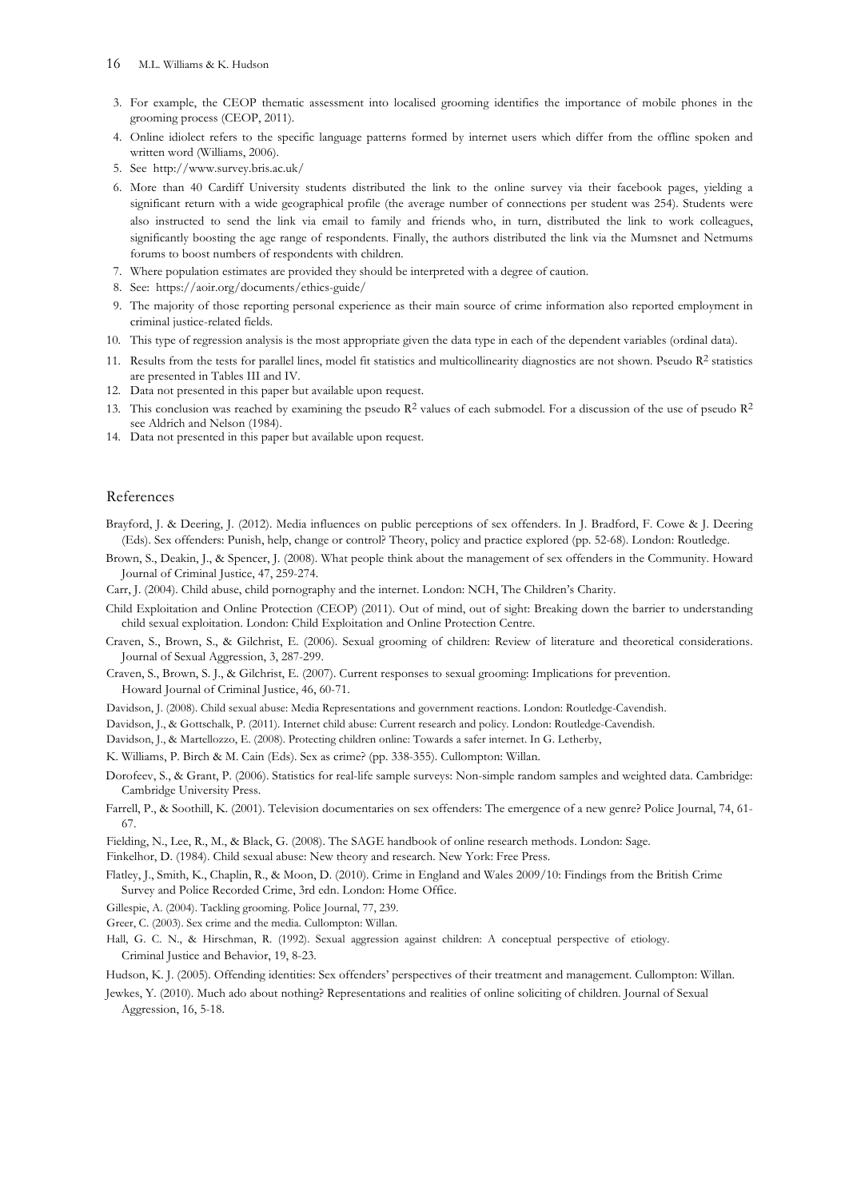3. For example, the CEOP thematic assessment into localised grooming identifies the importance of mobile phones in the grooming process (CEOP, 2011).
4. Online idiolect refers to the specific language patterns formed by internet users which differ from the offline spoken and written word (Williams, 2006).
5. See http://www.survey.bris.ac.uk/
6. More than 40 Cardiff University students distributed the link to the online survey via their facebook pages, yielding a significant return with a wide geographical profile (the average number of connections per student was 254). Students were also instructed to send the link via email to family and friends who, in turn, distributed the link to work colleagues, significantly boosting the age range of respondents. Finally, the authors distributed the link via the Mumsnet and Netmums forums to boost numbers of respondents with children.
7. Where population estimates are provided they should be interpreted with a degree of caution.
8. See: https://aoir.org/documents/ethics-guide/
9. The majority of those reporting personal experience as their main source of crime information also reported employment in criminal justice-related fields.
10. This type of regression analysis is the most appropriate given the data type in each of the dependent variables (ordinal data).
11. Results from the tests for parallel lines, model fit statistics and multicollinearity diagnostics are not shown. Pseudo $R^2$ statistics are presented in Tables III and IV.
12. Data not presented in this paper but available upon request.
13. This conclusion was reached by examining the pseudo $R^2$ values of each submodel. For a discussion of the use of pseudo $R^2$ see Aldrich and Nelson (1984).
14. Data not presented in this paper but available upon request.

## References

Brayford, J. & Deering, J. (2012). Media influences on public perceptions of sex offenders. In J. Bradford, F. Cowe & J. Deering (Eds). Sex offenders: Punish, help, change or control? Theory, policy and practice explored (pp. 52-68). London: Routledge.

Brown, S., Deakin, J., & Spencer, J. (2008). What people think about the management of sex offenders in the Community. Howard Journal of Criminal Justice, 47, 259-274.

Carr, J. (2004). Child abuse, child pornography and the internet. London: NCH, The Children's Charity.

Child Exploitation and Online Protection (CEOP) (2011). Out of mind, out of sight: Breaking down the barrier to understanding child sexual exploitation. London: Child Exploitation and Online Protection Centre.

Craven, S., Brown, S., & Gilchrist, E. (2006). Sexual grooming of children: Review of literature and theoretical considerations. Journal of Sexual Aggression, 3, 287-299.

Craven, S., Brown, S. J., & Gilchrist, E. (2007). Current responses to sexual grooming: Implications for prevention. Howard Journal of Criminal Justice, 46, 60-71.

Davidson, J. (2008). Child sexual abuse: Media Representations and government reactions. London: Routledge-Cavendish.

Davidson, J., & Gottschalk, P. (2011). Internet child abuse: Current research and policy. London: Routledge-Cavendish.

Davidson, J., & Martellozzo, E. (2008). Protecting children online: Towards a safer internet. In G. Letherby,

K. Williams, P. Birch & M. Cain (Eds). Sex as crime? (pp. 338-355). Cullompton: Willan.

Dorofeev, S., & Grant, P. (2006). Statistics for real-life sample surveys: Non-simple random samples and weighted data. Cambridge: Cambridge University Press.

Farrell, P., & Soothill, K. (2001). Television documentaries on sex offenders: The emergence of a new genre? Police Journal, 74, 61-67.

Fielding, N., Lee, R., M., & Black, G. (2008). The SAGE handbook of online research methods. London: Sage.

Finkelhor, D. (1984). Child sexual abuse: New theory and research. New York: Free Press.

Flatley, J., Smith, K., Chaplin, R., & Moon, D. (2010). Crime in England and Wales 2009/10: Findings from the British Crime Survey and Police Recorded Crime, 3rd edn. London: Home Office.

Gillespie, A. (2004). Tackling grooming. Police Journal, 77, 239.

Greer, C. (2003). Sex crime and the media. Cullompton: Willan.

Hall, G. C. N., & Hirschman, R. (1992). Sexual aggression against children: A conceptual perspective of etiology. Criminal Justice and Behavior, 19, 8-23.

Hudson, K. J. (2005). Offending identities: Sex offenders' perspectives of their treatment and management. Cullompton: Willan.

Jewkes, Y. (2010). Much ado about nothing? Representations and realities of online soliciting of children. Journal of Sexual Aggression, 16, 5-18.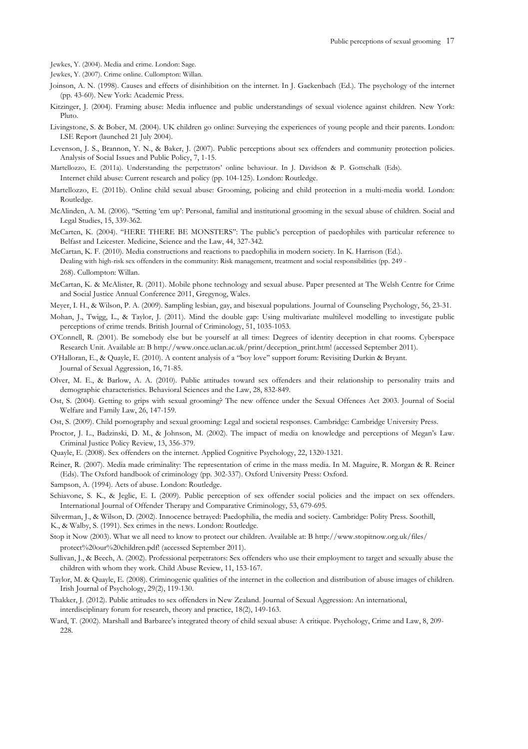Jewkes, Y. (2004). Media and crime. London: Sage.

Jewkes, Y. (2007). Crime online. Cullompton: Willan.

Joinson, A. N. (1998). Causes and effects of disinhibition on the internet. In J. Gackenbach (Ed.). The psychology of the internet (pp. 43-60). New York: Academic Press.

Kitzinger, J. (2004). Framing abuse: Media influence and public understandings of sexual violence against children. New York: Pluto.

Livingstone, S. & Bober, M. (2004). UK children go online: Surveying the experiences of young people and their parents. London: LSE Report (launched 21 July 2004).

Levenson, J. S., Brannon, Y. N., & Baker, J. (2007). Public perceptions about sex offenders and community protection policies. Analysis of Social Issues and Public Policy, 7, 1-15.

Martellozzo, E. (2011a). Understanding the perpetrators' online behaviour. In J. Davidson & P. Gottschalk (Eds). Internet child abuse: Current research and policy (pp. 104-125). London: Routledge.

Martellozzo, E. (2011b). Online child sexual abuse: Grooming, policing and child protection in a multi-media world. London: Routledge.

McAlinden, A. M. (2006). "Setting 'em up': Personal, familial and institutional grooming in the sexual abuse of children. Social and Legal Studies, 15, 339-362.

McCarten, K. (2004). "HERE THERE BE MONSTERS": The public's perception of paedophiles with particular reference to Belfast and Leicester. Medicine, Science and the Law, 44, 327-342.

McCartan, K. F. (2010). Media constructions and reactions to paedophilia in modern society. In K. Harrison (Ed.). Dealing with high-risk sex offenders in the community: Risk management, treatment and social responsibilities (pp. 249 - 268). Cullompton: Willan.

McCartan, K. & McAlister, R. (2011). Mobile phone technology and sexual abuse. Paper presented at The Welsh Centre for Crime and Social Justice Annual Conference 2011, Gregynog, Wales.

Meyer, I. H., & Wilson, P. A. (2009). Sampling lesbian, gay, and bisexual populations. Journal of Counseling Psychology, 56, 23-31.

Mohan, J., Twigg, L., & Taylor, J. (2011). Mind the double gap: Using multivariate multilevel modelling to investigate public perceptions of crime trends. British Journal of Criminology, 51, 1035-1053.

O'Connell, R. (2001). Be somebody else but be yourself at all times: Degrees of identity deception in chat rooms. Cyberspace Research Unit. Available at: B http://www.once.uclan.ac.uk/print/deception_print.htm! (accessed September 2011).

O'Halloran, E., & Quayle, E. (2010). A content analysis of a "boy love" support forum: Revisiting Durkin & Bryant. Journal of Sexual Aggression, 16, 71-85.

Olver, M. E., & Barlow, A. A. (2010). Public attitudes toward sex offenders and their relationship to personality traits and demographic characteristics. Behavioral Sciences and the Law, 28, 832-849.

Ost, S. (2004). Getting to grips with sexual grooming? The new offence under the Sexual Offences Act 2003. Journal of Social Welfare and Family Law, 26, 147-159.

Ost, S. (2009). Child pornography and sexual grooming: Legal and societal responses. Cambridge: Cambridge University Press.

Proctor, J. L., Badzinski, D. M., & Johnson, M. (2002). The impact of media on knowledge and perceptions of Megan's Law. Criminal Justice Policy Review, 13, 356-379.

Quayle, E. (2008). Sex offenders on the internet. Applied Cognitive Psychology, 22, 1320-1321.

Reiner, R. (2007). Media made criminality: The representation of crime in the mass media. In M. Maguire, R. Morgan & R. Reiner (Eds). The Oxford handbook of criminology (pp. 302-337). Oxford University Press: Oxford.

Sampson, A. (1994). Acts of abuse. London: Routledge.

Schiavone, S. K., & Jeglic, E. L (2009). Public perception of sex offender social policies and the impact on sex offenders. International Journal of Offender Therapy and Comparative Criminology, 53, 679-695.

Silverman, J., & Wilson, D. (2002). Innocence betrayed: Paedophilia, the media and society. Cambridge: Polity Press. Soothill, K., & Walby, S. (1991). Sex crimes in the news. London: Routledge.

Stop it Now (2003). What we all need to know to protect our children. Available at: B http://www.stopitnow.org.uk/files/protect%20our%20children.pdf! (accessed September 2011).

Sullivan, J., & Beech, A. (2002). Professional perpetrators: Sex offenders who use their employment to target and sexually abuse the children with whom they work. Child Abuse Review, 11, 153-167.

Taylor, M. & Quayle, E. (2008). Criminogenic qualities of the internet in the collection and distribution of abuse images of children. Irish Journal of Psychology, 29(2), 119-130.

Thakker, J. (2012). Public attitudes to sex offenders in New Zealand. Journal of Sexual Aggression: An international, interdisciplinary forum for research, theory and practice, 18(2), 149-163.

Ward, T. (2002). Marshall and Barbaree's integrated theory of child sexual abuse: A critique. Psychology, Crime and Law, 8, 209-228.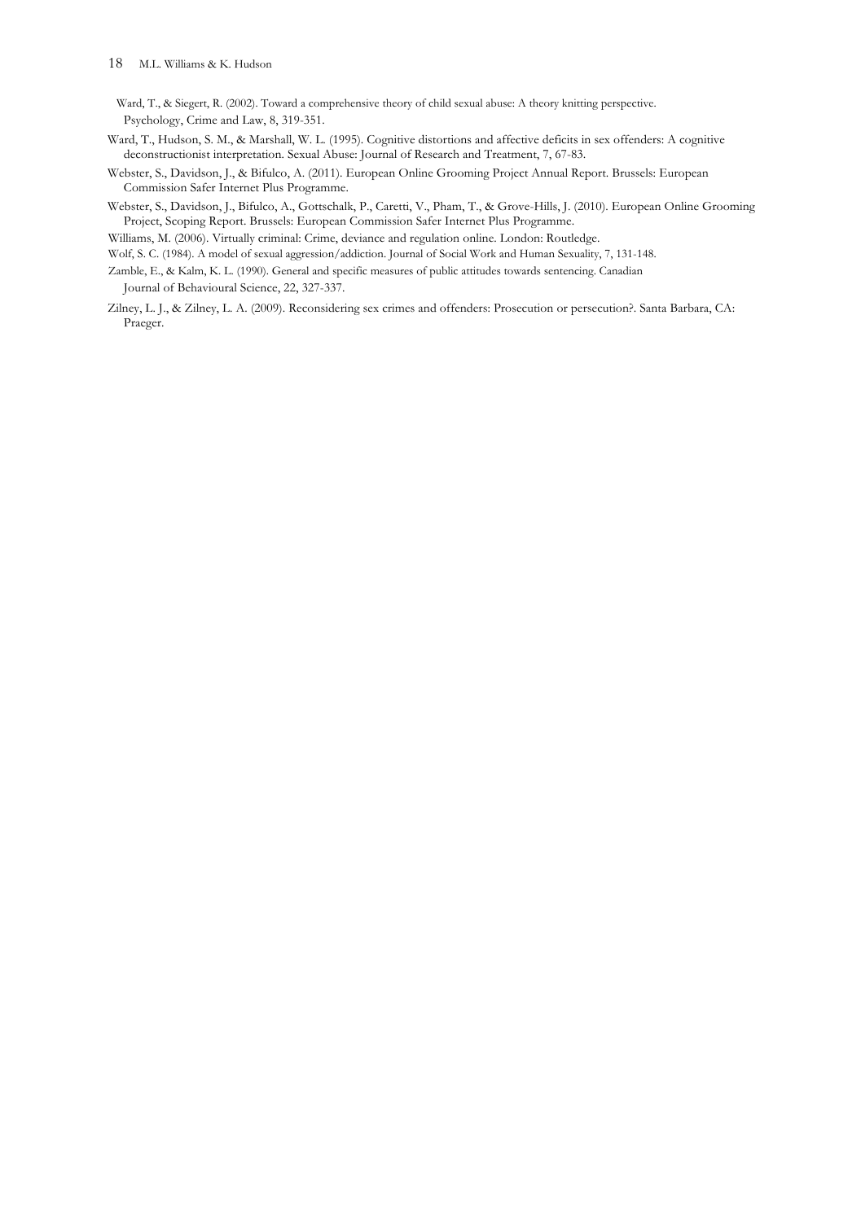Ward, T., & Siegert, R. (2002). Toward a comprehensive theory of child sexual abuse: A theory knitting perspective. Psychology, Crime and Law, 8, 319-351.

Ward, T., Hudson, S. M., & Marshall, W. L. (1995). Cognitive distortions and affective deficits in sex offenders: A cognitive deconstructionist interpretation. Sexual Abuse: Journal of Research and Treatment, 7, 67-83.

Webster, S., Davidson, J., & Bifulco, A. (2011). European Online Grooming Project Annual Report. Brussels: European Commission Safer Internet Plus Programme.

Webster, S., Davidson, J., Bifulco, A., Gottschalk, P., Caretti, V., Pham, T., & Grove-Hills, J. (2010). European Online Grooming Project, Scoping Report. Brussels: European Commission Safer Internet Plus Programme.

Williams, M. (2006). Virtually criminal: Crime, deviance and regulation online. London: Routledge.

Wolf, S. C. (1984). A model of sexual aggression/addiction. Journal of Social Work and Human Sexuality, 7, 131-148.

Zamble, E., & Kalm, K. L. (1990). General and specific measures of public attitudes towards sentencing. Canadian Journal of Behavioural Science, 22, 327-337.

Zilney, L. J., & Zilney, L. A. (2009). Reconsidering sex crimes and offenders: Prosecution or persecution?. Santa Barbara, CA: Praeger.